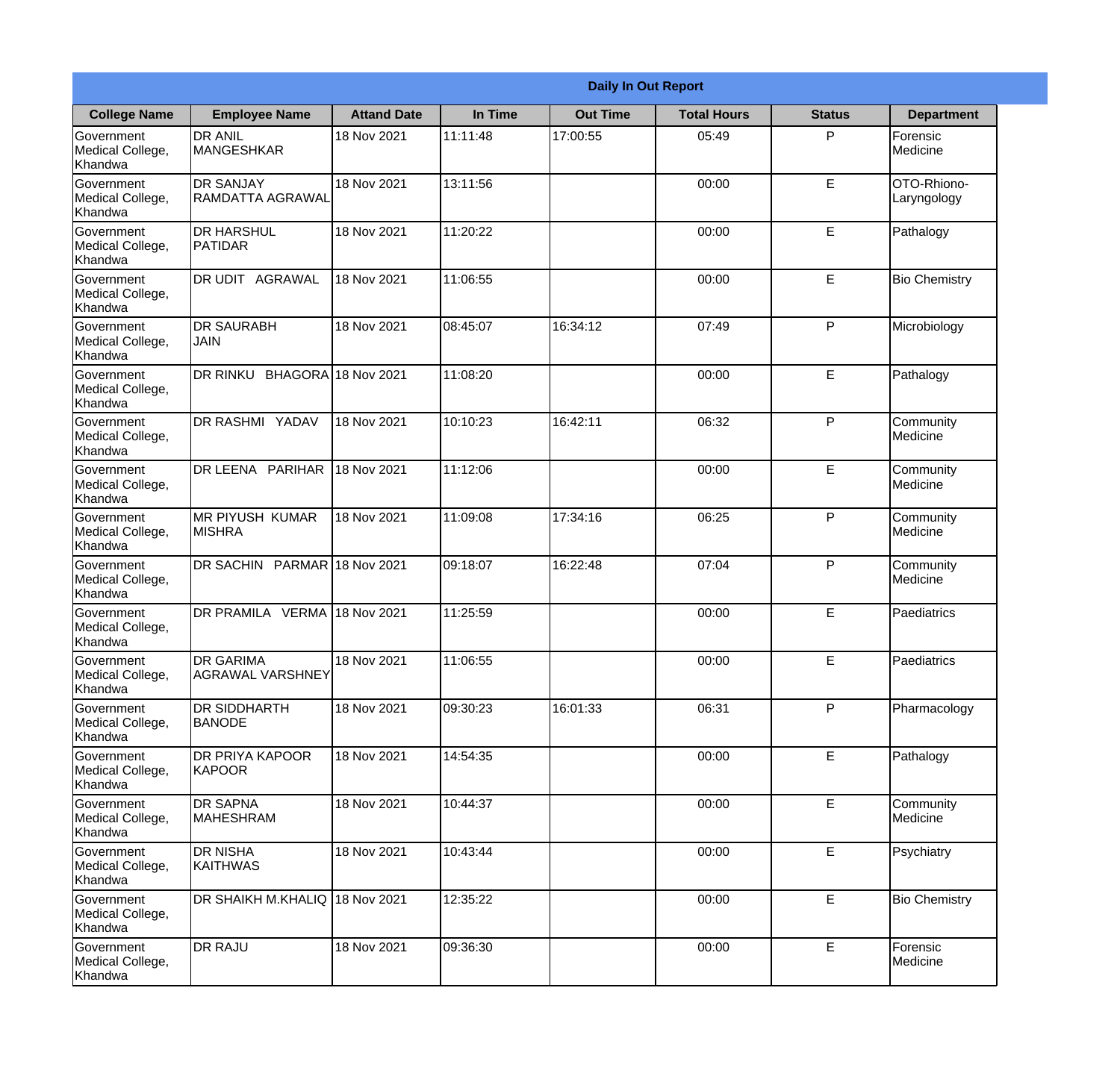| Daily In Out Report | | | | | | | |
|---|---|---|---|---|---|---|---|
| **College Name** | **Employee Name** | **Attand Date** | **In Time** | **Out Time** | **Total Hours** | **Status** | **Department** |
| Government Medical College, Khandwa | DR ANIL MANGESHKAR | 18 Nov 2021 | 11:11:48 | 17:00:55 | 05:49 | P | Forensic Medicine |
| Government Medical College, Khandwa | DR SANJAY RAMDATTA AGRAWAL | 18 Nov 2021 | 13:11:56 | | 00:00 | E | OTO-Rhiono-Laryngology |
| Government Medical College, Khandwa | DR HARSHUL PATIDAR | 18 Nov 2021 | 11:20:22 | | 00:00 | E | Pathalogy |
| Government Medical College, Khandwa | DR UDIT AGRAWAL | 18 Nov 2021 | 11:06:55 | | 00:00 | E | Bio Chemistry |
| Government Medical College, Khandwa | DR SAURABH JAIN | 18 Nov 2021 | 08:45:07 | 16:34:12 | 07:49 | P | Microbiology |
| Government Medical College, Khandwa | DR RINKU BHAGORA | 18 Nov 2021 | 11:08:20 | | 00:00 | E | Pathalogy |
| Government Medical College, Khandwa | DR RASHMI YADAV | 18 Nov 2021 | 10:10:23 | 16:42:11 | 06:32 | P | Community Medicine |
| Government Medical College, Khandwa | DR LEENA PARIHAR | 18 Nov 2021 | 11:12:06 | | 00:00 | E | Community Medicine |
| Government Medical College, Khandwa | MR PIYUSH KUMAR MISHRA | 18 Nov 2021 | 11:09:08 | 17:34:16 | 06:25 | P | Community Medicine |
| Government Medical College, Khandwa | DR SACHIN PARMAR | 18 Nov 2021 | 09:18:07 | 16:22:48 | 07:04 | P | Community Medicine |
| Government Medical College, Khandwa | DR PRAMILA VERMA | 18 Nov 2021 | 11:25:59 | | 00:00 | E | Paediatrics |
| Government Medical College, Khandwa | DR GARIMA AGRAWAL VARSHNEY | 18 Nov 2021 | 11:06:55 | | 00:00 | E | Paediatrics |
| Government Medical College, Khandwa | DR SIDDHARTH BANODE | 18 Nov 2021 | 09:30:23 | 16:01:33 | 06:31 | P | Pharmacology |
| Government Medical College, Khandwa | DR PRIYA KAPOOR KAPOOR | 18 Nov 2021 | 14:54:35 | | 00:00 | E | Pathalogy |
| Government Medical College, Khandwa | DR SAPNA MAHESHRAM | 18 Nov 2021 | 10:44:37 | | 00:00 | E | Community Medicine |
| Government Medical College, Khandwa | DR NISHA KAITHWAS | 18 Nov 2021 | 10:43:44 | | 00:00 | E | Psychiatry |
| Government Medical College, Khandwa | DR SHAIKH M.KHALIQ | 18 Nov 2021 | 12:35:22 | | 00:00 | E | Bio Chemistry |
| Government Medical College, Khandwa | DR RAJU | 18 Nov 2021 | 09:36:30 | | 00:00 | E | Forensic Medicine |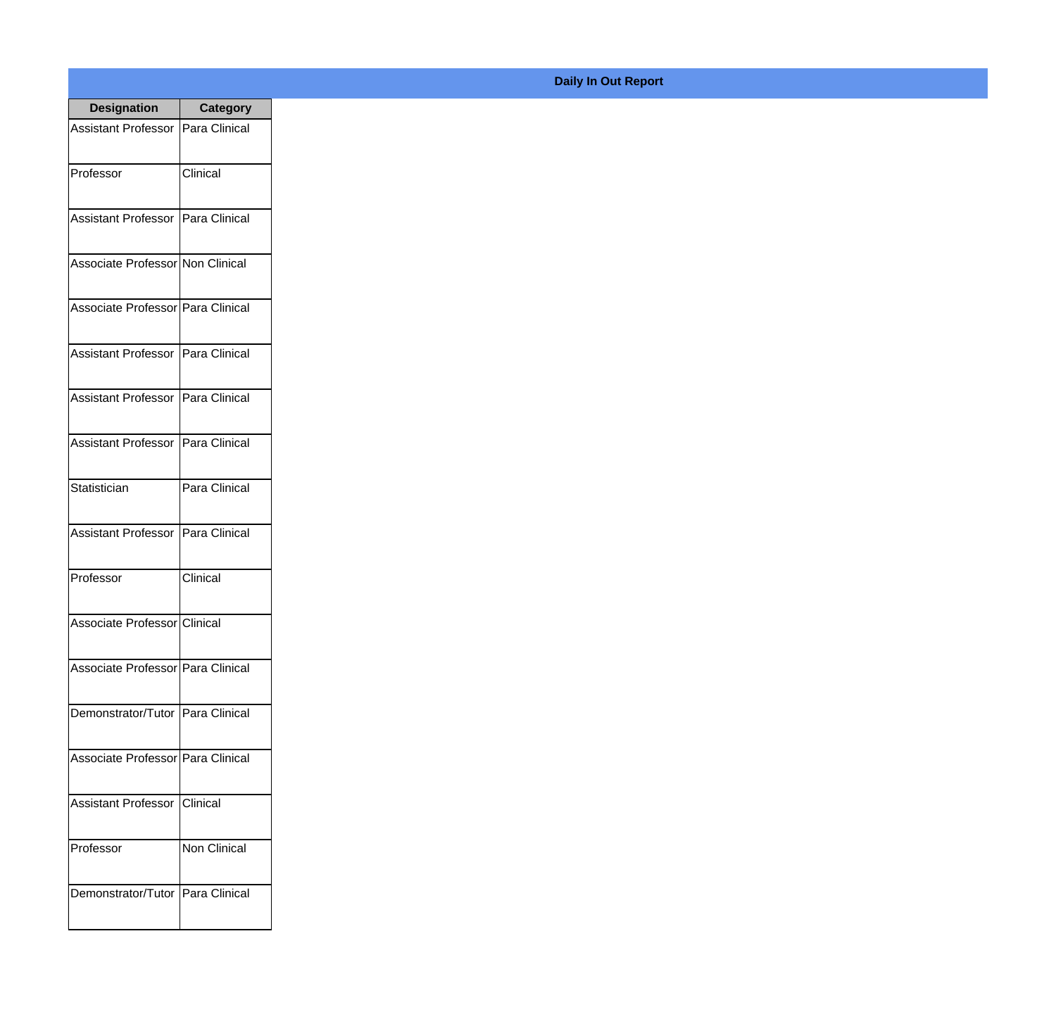**Daily In Out Report**

| Designation | Category |
|---|---|
| Assistant Professor | Para Clinical |
| Professor | Clinical |
| Assistant Professor | Para Clinical |
| Associate Professor | Non Clinical |
| Associate Professor | Para Clinical |
| Assistant Professor | Para Clinical |
| Assistant Professor | Para Clinical |
| Assistant Professor | Para Clinical |
| Statistician | Para Clinical |
| Assistant Professor | Para Clinical |
| Professor | Clinical |
| Associate Professor | Clinical |
| Associate Professor | Para Clinical |
| Demonstrator/Tutor | Para Clinical |
| Associate Professor | Para Clinical |
| Assistant Professor | Clinical |
| Professor | Non Clinical |
| Demonstrator/Tutor | Para Clinical |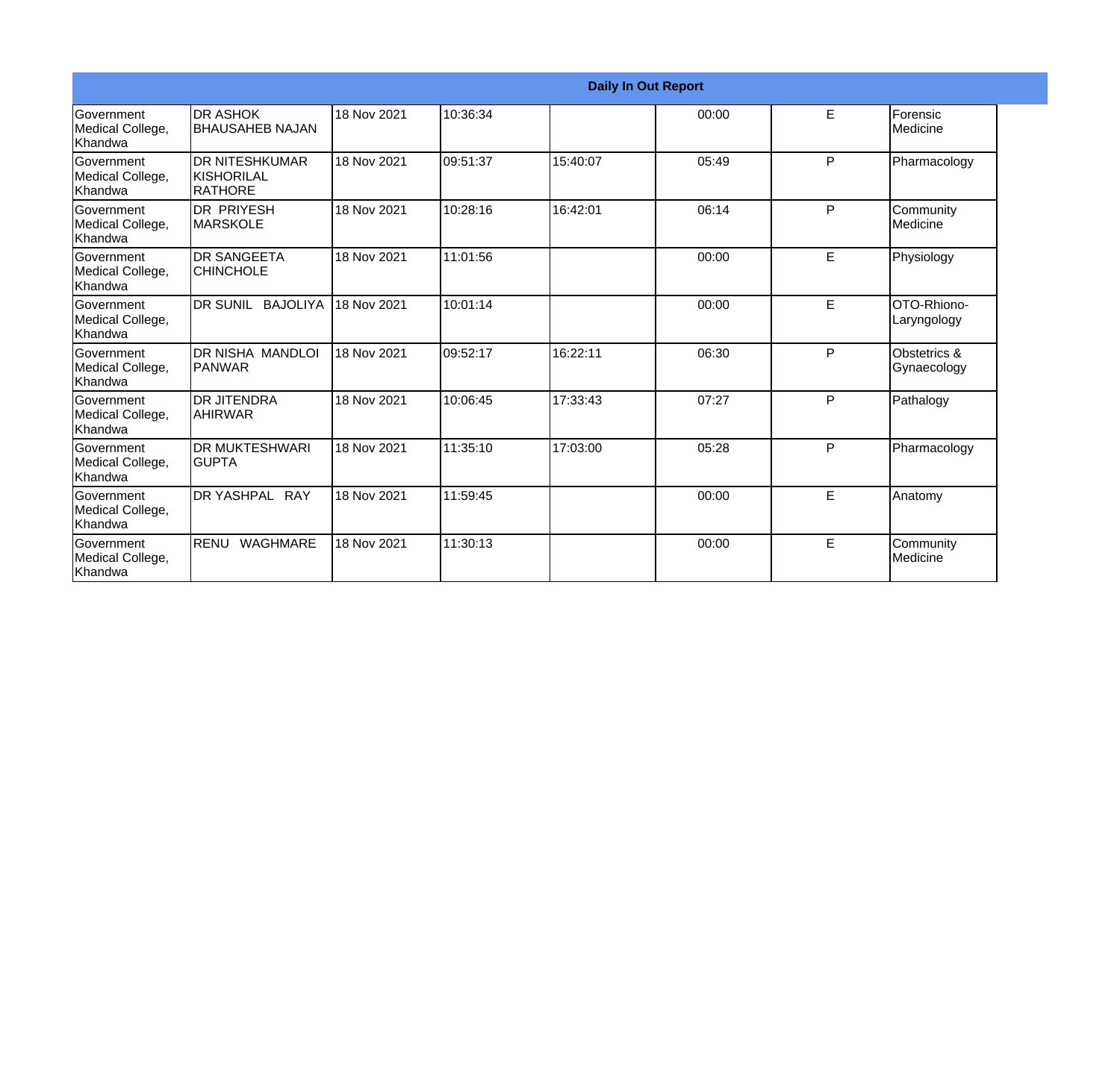| Daily In Out Report | | | | | | | |
|---|---|---|---|---|---|---|---|
| Government Medical College, Khandwa | DR ASHOK BHAUSAHEB NAJAN | 18 Nov 2021 | 10:36:34 | | 00:00 | E | Forensic Medicine |
| Government Medical College, Khandwa | DR NITESHKUMAR KISHORILAL RATHORE | 18 Nov 2021 | 09:51:37 | 15:40:07 | 05:49 | P | Pharmacology |
| Government Medical College, Khandwa | DR PRIYESH MARSKOLE | 18 Nov 2021 | 10:28:16 | 16:42:01 | 06:14 | P | Community Medicine |
| Government Medical College, Khandwa | DR SANGEETA CHINCHOLE | 18 Nov 2021 | 11:01:56 | | 00:00 | E | Physiology |
| Government Medical College, Khandwa | DR SUNIL BAJOLIYA | 18 Nov 2021 | 10:01:14 | | 00:00 | E | OTO-Rhiono-Laryngology |
| Government Medical College, Khandwa | DR NISHA MANDLOI PANWAR | 18 Nov 2021 | 09:52:17 | 16:22:11 | 06:30 | P | Obstetrics & Gynaecology |
| Government Medical College, Khandwa | DR JITENDRA AHIRWAR | 18 Nov 2021 | 10:06:45 | 17:33:43 | 07:27 | P | Pathalogy |
| Government Medical College, Khandwa | DR MUKTESHWARI GUPTA | 18 Nov 2021 | 11:35:10 | 17:03:00 | 05:28 | P | Pharmacology |
| Government Medical College, Khandwa | DR YASHPAL RAY | 18 Nov 2021 | 11:59:45 | | 00:00 | E | Anatomy |
| Government Medical College, Khandwa | RENU WAGHMARE | 18 Nov 2021 | 11:30:13 | | 00:00 | E | Community Medicine |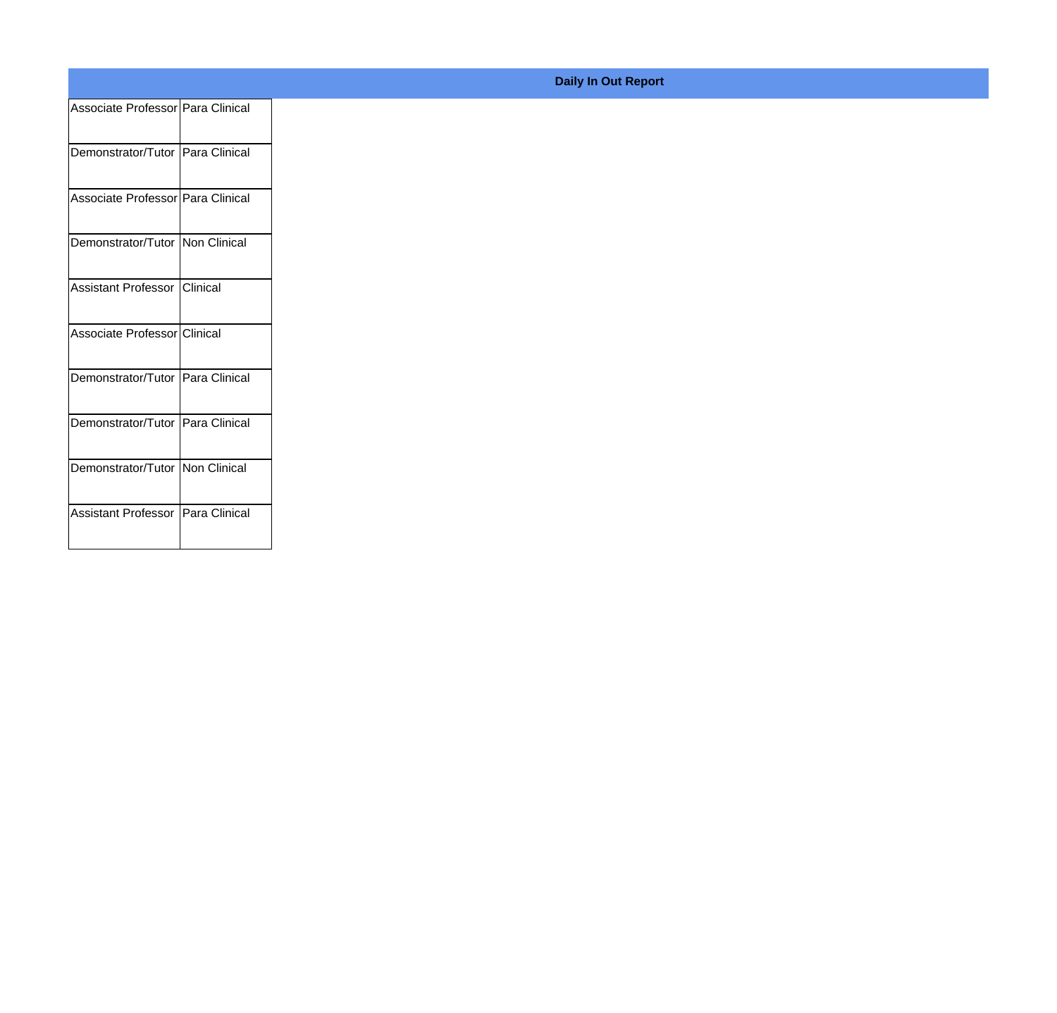**Daily In Out Report**

| | |
|---|---|
| Associate Professor | Para Clinical |
| Demonstrator/Tutor | Para Clinical |
| Associate Professor | Para Clinical |
| Demonstrator/Tutor | Non Clinical |
| Assistant Professor | Clinical |
| Associate Professor | Clinical |
| Demonstrator/Tutor | Para Clinical |
| Demonstrator/Tutor | Para Clinical |
| Demonstrator/Tutor | Non Clinical |
| Assistant Professor | Para Clinical |